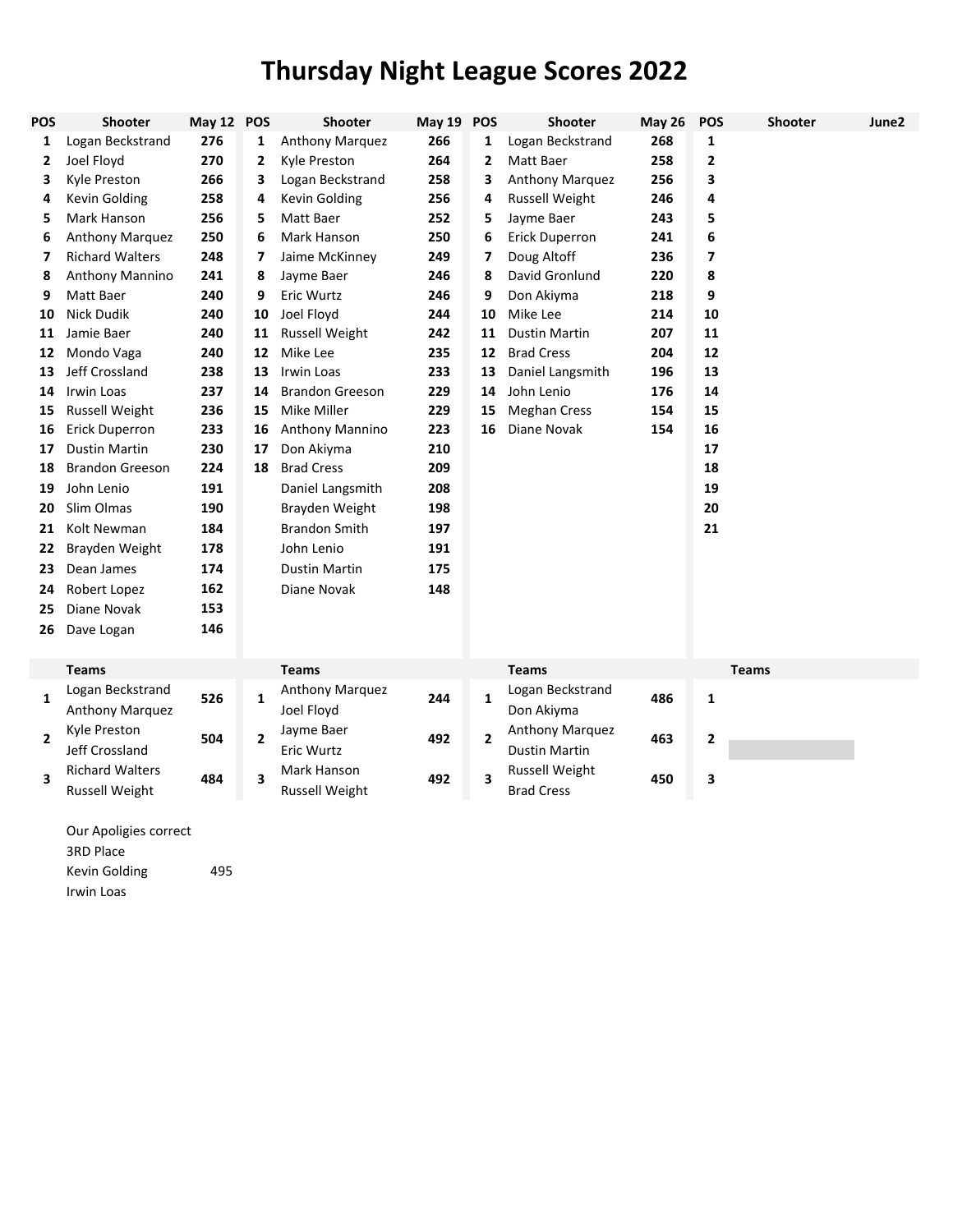# Thursday Night League Scores 2022

| POS | Shooter | May 12 | POS | Shooter | May 19 | POS | Shooter | May 26 | POS | Shooter | June2 |
|---|---|---|---|---|---|---|---|---|---|---|---|
| 1 | Logan Beckstrand | 276 | 1 | Anthony Marquez | 266 | 1 | Logan Beckstrand | 268 | 1 | | |
| 2 | Joel Floyd | 270 | 2 | Kyle Preston | 264 | 2 | Matt Baer | 258 | 2 | | |
| 3 | Kyle Preston | 266 | 3 | Logan Beckstrand | 258 | 3 | Anthony Marquez | 256 | 3 | | |
| 4 | Kevin Golding | 258 | 4 | Kevin Golding | 256 | 4 | Russell Weight | 246 | 4 | | |
| 5 | Mark Hanson | 256 | 5 | Matt Baer | 252 | 5 | Jayme Baer | 243 | 5 | | |
| 6 | Anthony Marquez | 250 | 6 | Mark Hanson | 250 | 6 | Erick Duperron | 241 | 6 | | |
| 7 | Richard Walters | 248 | 7 | Jaime McKinney | 249 | 7 | Doug Altoff | 236 | 7 | | |
| 8 | Anthony Mannino | 241 | 8 | Jayme Baer | 246 | 8 | David Gronlund | 220 | 8 | | |
| 9 | Matt Baer | 240 | 9 | Eric Wurtz | 246 | 9 | Don Akiyma | 218 | 9 | | |
| 10 | Nick Dudik | 240 | 10 | Joel Floyd | 244 | 10 | Mike Lee | 214 | 10 | | |
| 11 | Jamie Baer | 240 | 11 | Russell Weight | 242 | 11 | Dustin Martin | 207 | 11 | | |
| 12 | Mondo Vaga | 240 | 12 | Mike Lee | 235 | 12 | Brad Cress | 204 | 12 | | |
| 13 | Jeff Crossland | 238 | 13 | Irwin Loas | 233 | 13 | Daniel Langsmith | 196 | 13 | | |
| 14 | Irwin Loas | 237 | 14 | Brandon Greeson | 229 | 14 | John Lenio | 176 | 14 | | |
| 15 | Russell Weight | 236 | 15 | Mike Miller | 229 | 15 | Meghan Cress | 154 | 15 | | |
| 16 | Erick Duperron | 233 | 16 | Anthony Mannino | 223 | 16 | Diane Novak | 154 | 16 | | |
| 17 | Dustin Martin | 230 | 17 | Don Akiyma | 210 | | | | 17 | | |
| 18 | Brandon Greeson | 224 | 18 | Brad Cress | 209 | | | | 18 | | |
| 19 | John Lenio | 191 | | Daniel Langsmith | 208 | | | | 19 | | |
| 20 | Slim Olmas | 190 | | Brayden Weight | 198 | | | | 20 | | |
| 21 | Kolt Newman | 184 | | Brandon Smith | 197 | | | | 21 | | |
| 22 | Brayden Weight | 178 | | John Lenio | 191 | | | | | | |
| 23 | Dean James | 174 | | Dustin Martin | 175 | | | | | | |
| 24 | Robert Lopez | 162 | | Diane Novak | 148 | | | | | | |
| 25 | Diane Novak | 153 | | | | | | | | | |
| 26 | Dave Logan | 146 | | | | | | | | | |

| | Teams | | | Teams | | | Teams | | | Teams | |
|---|---|---|---|---|---|---|---|---|---|---|---|
| 1 | Logan Beckstrand<br>Anthony Marquez | 526 | 1 | Anthony Marquez<br>Joel Floyd | 244 | 1 | Logan Beckstrand<br>Don Akiyma | 486 | 1 | | |
| 2 | Kyle Preston<br>Jeff Crossland | 504 | 2 | Jayme Baer<br>Eric Wurtz | 492 | 2 | Anthony Marquez<br>Dustin Martin | 463 | 2 | | |
| 3 | Richard Walters<br>Russell Weight | 484 | 3 | Mark Hanson<br>Russell Weight | 492 | 3 | Russell Weight<br>Brad Cress | 450 | 3 | | |

Our Apoligies correct
3RD Place
Kevin Golding 495
Irwin Loas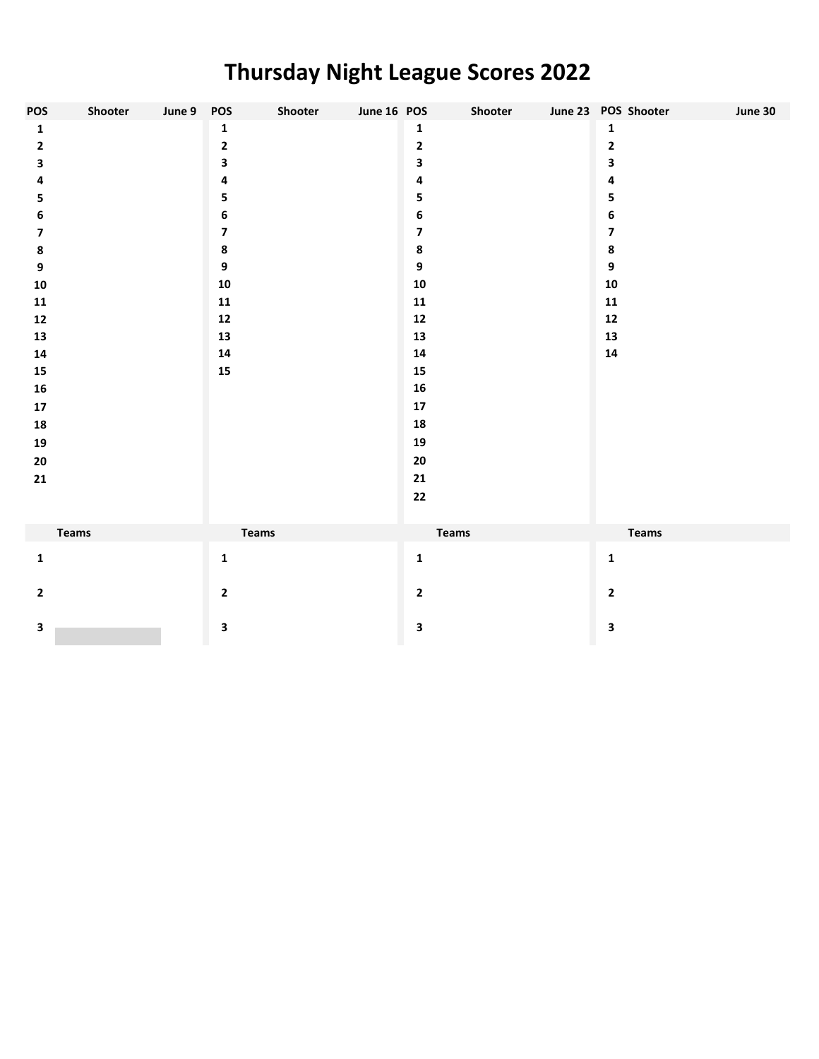# Thursday Night League Scores 2022

| POS | Shooter | June 9 | POS | Shooter | June 16 | POS | Shooter | June 23 | POS | Shooter | June 30 |
|---|---|---|---|---|---|---|---|---|---|---|---|
| 1 | | | 1 | | | 1 | | | 1 | | |
| 2 | | | 2 | | | 2 | | | 2 | | |
| 3 | | | 3 | | | 3 | | | 3 | | |
| 4 | | | 4 | | | 4 | | | 4 | | |
| 5 | | | 5 | | | 5 | | | 5 | | |
| 6 | | | 6 | | | 6 | | | 6 | | |
| 7 | | | 7 | | | 7 | | | 7 | | |
| 8 | | | 8 | | | 8 | | | 8 | | |
| 9 | | | 9 | | | 9 | | | 9 | | |
| 10 | | | 10 | | | 10 | | | 10 | | |
| 11 | | | 11 | | | 11 | | | 11 | | |
| 12 | | | 12 | | | 12 | | | 12 | | |
| 13 | | | 13 | | | 13 | | | 13 | | |
| 14 | | | 14 | | | 14 | | | 14 | | |
| 15 | | | 15 | | | 15 | | | | | |
| 16 | | | | | | 16 | | | | | |
| 17 | | | | | | 17 | | | | | |
| 18 | | | | | | 18 | | | | | |
| 19 | | | | | | 19 | | | | | |
| 20 | | | | | | 20 | | | | | |
| 21 | | | | | | 21 | | | | | |
| | | | | | | 22 | | | | | |

| Teams | | Teams | | Teams | | Teams | |
|---|---|---|---|---|---|---|---|
| 1 | | 1 | | 1 | | 1 | |
| 2 | | 2 | | 2 | | 2 | |
| 3 | | 3 | | 3 | | 3 | |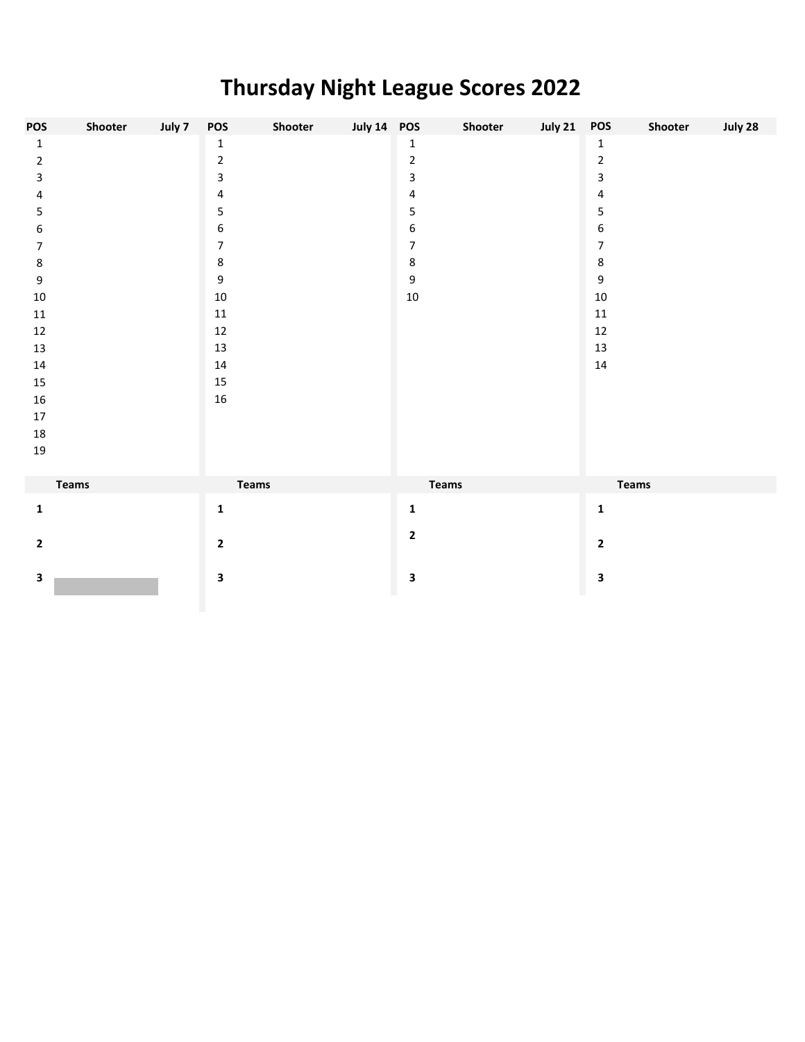# Thursday Night League Scores 2022

| POS | Shooter | July 7 | POS | Shooter | July 14 | POS | Shooter | July 21 | POS | Shooter | July 28 |
|---|---|---|---|---|---|---|---|---|---|---|---|
| 1 | | | 1 | | | 1 | | | 1 | | |
| 2 | | | 2 | | | 2 | | | 2 | | |
| 3 | | | 3 | | | 3 | | | 3 | | |
| 4 | | | 4 | | | 4 | | | 4 | | |
| 5 | | | 5 | | | 5 | | | 5 | | |
| 6 | | | 6 | | | 6 | | | 6 | | |
| 7 | | | 7 | | | 7 | | | 7 | | |
| 8 | | | 8 | | | 8 | | | 8 | | |
| 9 | | | 9 | | | 9 | | | 9 | | |
| 10 | | | 10 | | | 10 | | | 10 | | |
| 11 | | | 11 | | | | | | 11 | | |
| 12 | | | 12 | | | | | | 12 | | |
| 13 | | | 13 | | | | | | 13 | | |
| 14 | | | 14 | | | | | | 14 | | |
| 15 | | | 15 | | | | | | | | |
| 16 | | | 16 | | | | | | | | |
| 17 | | | | | | | | | | | |
| 18 | | | | | | | | | | | |
| 19 | | | | | | | | | | | |

| Teams | | Teams | | Teams | | Teams | |
|---|---|---|---|---|---|---|---|
| **1** | | **1** | | **1** | | **1** | |
| **2** | | **2** | | **2** | | **2** | |
| **3** | | **3** | | **3** | | **3** | |